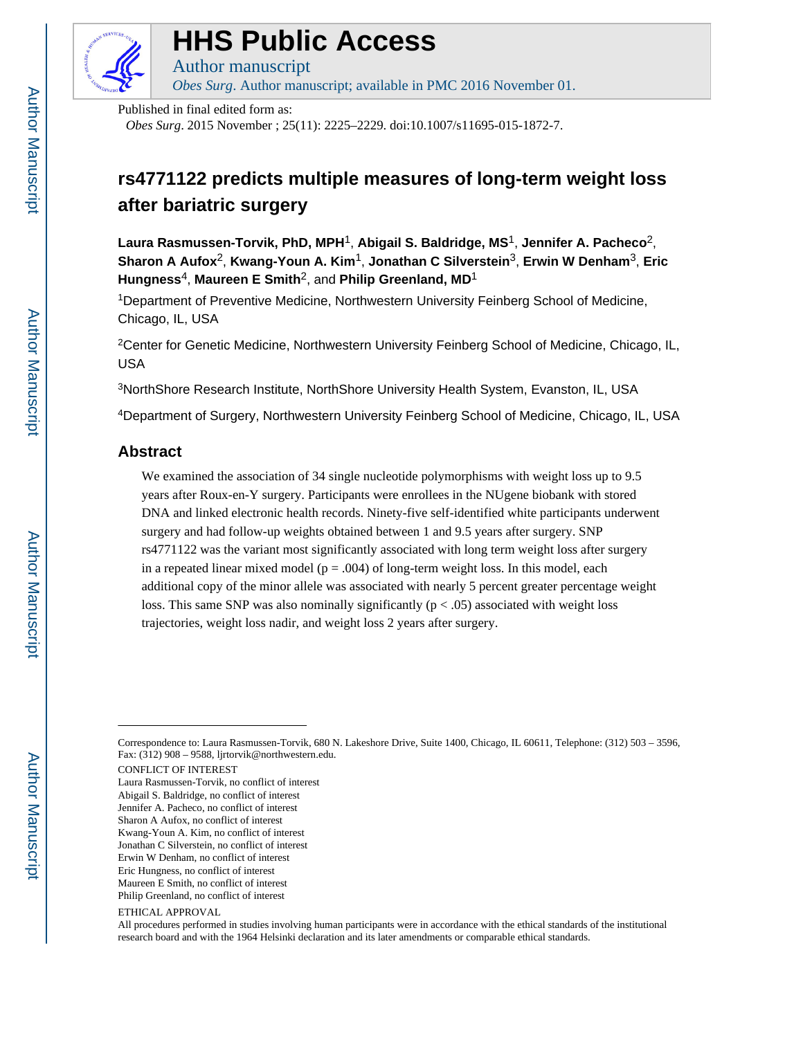# HHS Public Access

Author manuscript

*Obes Surg*. Author manuscript; available in PMC 2016 November 01.

Published in final edited form as:

*Obes Surg*. 2015 November ; 25(11): 2225–2229. doi:10.1007/s11695-015-1872-7.

# rs4771122 predicts multiple measures of long-term weight loss after bariatric surgery

**Laura Rasmussen-Torvik, PhD, MPH**[1], **Abigail S. Baldridge, MS**[1], **Jennifer A. Pacheco**[2], **Sharon A Aufox**[2], **Kwang-Youn A. Kim**[1], **Jonathan C Silverstein**[3], **Erwin W Denham**[3], **Eric Hungness**[4], **Maureen E Smith**[2], and **Philip Greenland, MD**[1]

[1]Department of Preventive Medicine, Northwestern University Feinberg School of Medicine, Chicago, IL, USA

[2]Center for Genetic Medicine, Northwestern University Feinberg School of Medicine, Chicago, IL, USA

[3]NorthShore Research Institute, NorthShore University Health System, Evanston, IL, USA

[4]Department of Surgery, Northwestern University Feinberg School of Medicine, Chicago, IL, USA

## Abstract

We examined the association of 34 single nucleotide polymorphisms with weight loss up to 9.5 years after Roux-en-Y surgery. Participants were enrollees in the NUgene biobank with stored DNA and linked electronic health records. Ninety-five self-identified white participants underwent surgery and had follow-up weights obtained between 1 and 9.5 years after surgery. SNP rs4771122 was the variant most significantly associated with long term weight loss after surgery in a repeated linear mixed model ($p = .004$) of long-term weight loss. In this model, each additional copy of the minor allele was associated with nearly 5 percent greater percentage weight loss. This same SNP was also nominally significantly ($p < .05$) associated with weight loss trajectories, weight loss nadir, and weight loss 2 years after surgery.

---

Correspondence to: Laura Rasmussen-Torvik, 680 N. Lakeshore Drive, Suite 1400, Chicago, IL 60611, Telephone: (312) 503 – 3596, Fax: (312) 908 – 9588, ljrtorvik@northwestern.edu.

CONFLICT OF INTEREST

Laura Rasmussen-Torvik, no conflict of interest

Abigail S. Baldridge, no conflict of interest

Jennifer A. Pacheco, no conflict of interest

Sharon A Aufox, no conflict of interest

Kwang-Youn A. Kim, no conflict of interest

Jonathan C Silverstein, no conflict of interest

Erwin W Denham, no conflict of interest

Eric Hungness, no conflict of interest

Maureen E Smith, no conflict of interest

Philip Greenland, no conflict of interest

ETHICAL APPROVAL

All procedures performed in studies involving human participants were in accordance with the ethical standards of the institutional research board and with the 1964 Helsinki declaration and its later amendments or comparable ethical standards.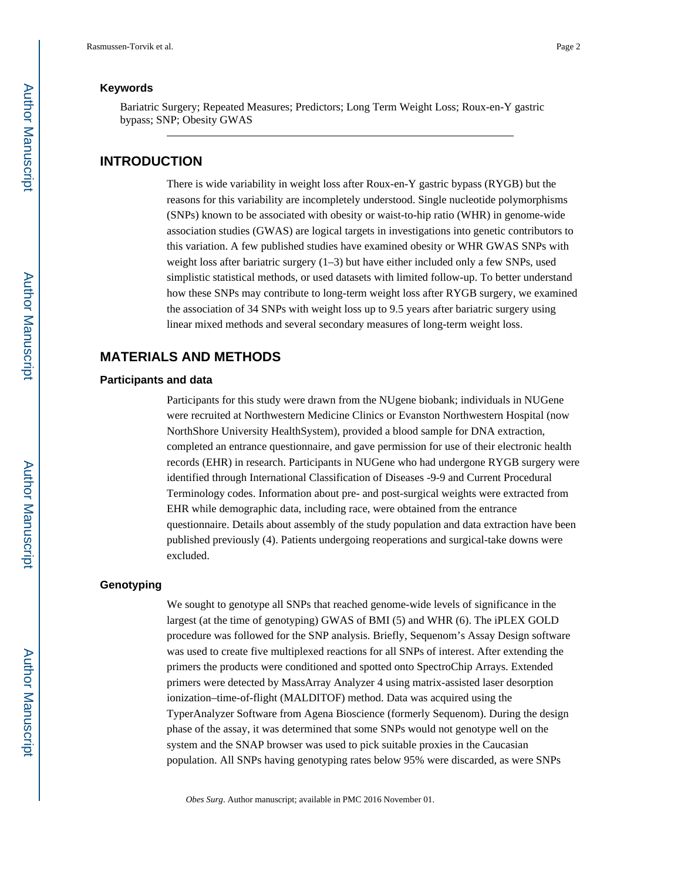### Keywords

Bariatric Surgery; Repeated Measures; Predictors; Long Term Weight Loss; Roux-en-Y gastric bypass; SNP; Obesity GWAS

## INTRODUCTION

There is wide variability in weight loss after Roux-en-Y gastric bypass (RYGB) but the reasons for this variability are incompletely understood. Single nucleotide polymorphisms (SNPs) known to be associated with obesity or waist-to-hip ratio (WHR) in genome-wide association studies (GWAS) are logical targets in investigations into genetic contributors to this variation. A few published studies have examined obesity or WHR GWAS SNPs with weight loss after bariatric surgery (1–3) but have either included only a few SNPs, used simplistic statistical methods, or used datasets with limited follow-up. To better understand how these SNPs may contribute to long-term weight loss after RYGB surgery, we examined the association of 34 SNPs with weight loss up to 9.5 years after bariatric surgery using linear mixed methods and several secondary measures of long-term weight loss.

## MATERIALS AND METHODS

### Participants and data

Participants for this study were drawn from the NUgene biobank; individuals in NUGene were recruited at Northwestern Medicine Clinics or Evanston Northwestern Hospital (now NorthShore University HealthSystem), provided a blood sample for DNA extraction, completed an entrance questionnaire, and gave permission for use of their electronic health records (EHR) in research. Participants in NUGene who had undergone RYGB surgery were identified through International Classification of Diseases -9-9 and Current Procedural Terminology codes. Information about pre- and post-surgical weights were extracted from EHR while demographic data, including race, were obtained from the entrance questionnaire. Details about assembly of the study population and data extraction have been published previously (4). Patients undergoing reoperations and surgical-take downs were excluded.

### Genotyping

We sought to genotype all SNPs that reached genome-wide levels of significance in the largest (at the time of genotyping) GWAS of BMI (5) and WHR (6). The iPLEX GOLD procedure was followed for the SNP analysis. Briefly, Sequenom's Assay Design software was used to create five multiplexed reactions for all SNPs of interest. After extending the primers the products were conditioned and spotted onto SpectroChip Arrays. Extended primers were detected by MassArray Analyzer 4 using matrix-assisted laser desorption ionization–time-of-flight (MALDITOF) method. Data was acquired using the TyperAnalyzer Software from Agena Bioscience (formerly Sequenom). During the design phase of the assay, it was determined that some SNPs would not genotype well on the system and the SNAP browser was used to pick suitable proxies in the Caucasian population. All SNPs having genotyping rates below 95% were discarded, as were SNPs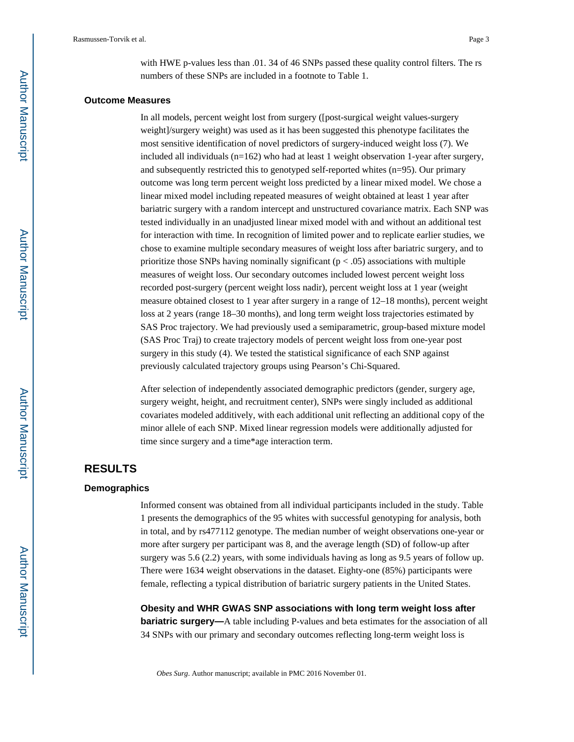with HWE p-values less than .01. 34 of 46 SNPs passed these quality control filters. The rs numbers of these SNPs are included in a footnote to Table 1.

### Outcome Measures

In all models, percent weight lost from surgery ([post-surgical weight values-surgery weight]/surgery weight) was used as it has been suggested this phenotype facilitates the most sensitive identification of novel predictors of surgery-induced weight loss (7). We included all individuals (n=162) who had at least 1 weight observation 1-year after surgery, and subsequently restricted this to genotyped self-reported whites (n=95). Our primary outcome was long term percent weight loss predicted by a linear mixed model. We chose a linear mixed model including repeated measures of weight obtained at least 1 year after bariatric surgery with a random intercept and unstructured covariance matrix. Each SNP was tested individually in an unadjusted linear mixed model with and without an additional test for interaction with time. In recognition of limited power and to replicate earlier studies, we chose to examine multiple secondary measures of weight loss after bariatric surgery, and to prioritize those SNPs having nominally significant ($p < .05$) associations with multiple measures of weight loss. Our secondary outcomes included lowest percent weight loss recorded post-surgery (percent weight loss nadir), percent weight loss at 1 year (weight measure obtained closest to 1 year after surgery in a range of 12–18 months), percent weight loss at 2 years (range 18–30 months), and long term weight loss trajectories estimated by SAS Proc trajectory. We had previously used a semiparametric, group-based mixture model (SAS Proc Traj) to create trajectory models of percent weight loss from one-year post surgery in this study (4). We tested the statistical significance of each SNP against previously calculated trajectory groups using Pearson's Chi-Squared.

After selection of independently associated demographic predictors (gender, surgery age, surgery weight, height, and recruitment center), SNPs were singly included as additional covariates modeled additively, with each additional unit reflecting an additional copy of the minor allele of each SNP. Mixed linear regression models were additionally adjusted for time since surgery and a time*age interaction term.

## RESULTS

### Demographics

Informed consent was obtained from all individual participants included in the study. Table 1 presents the demographics of the 95 whites with successful genotyping for analysis, both in total, and by rs477112 genotype. The median number of weight observations one-year or more after surgery per participant was 8, and the average length (SD) of follow-up after surgery was 5.6 (2.2) years, with some individuals having as long as 9.5 years of follow up. There were 1634 weight observations in the dataset. Eighty-one (85%) participants were female, reflecting a typical distribution of bariatric surgery patients in the United States.

**Obesity and WHR GWAS SNP associations with long term weight loss after bariatric surgery—**A table including P-values and beta estimates for the association of all 34 SNPs with our primary and secondary outcomes reflecting long-term weight loss is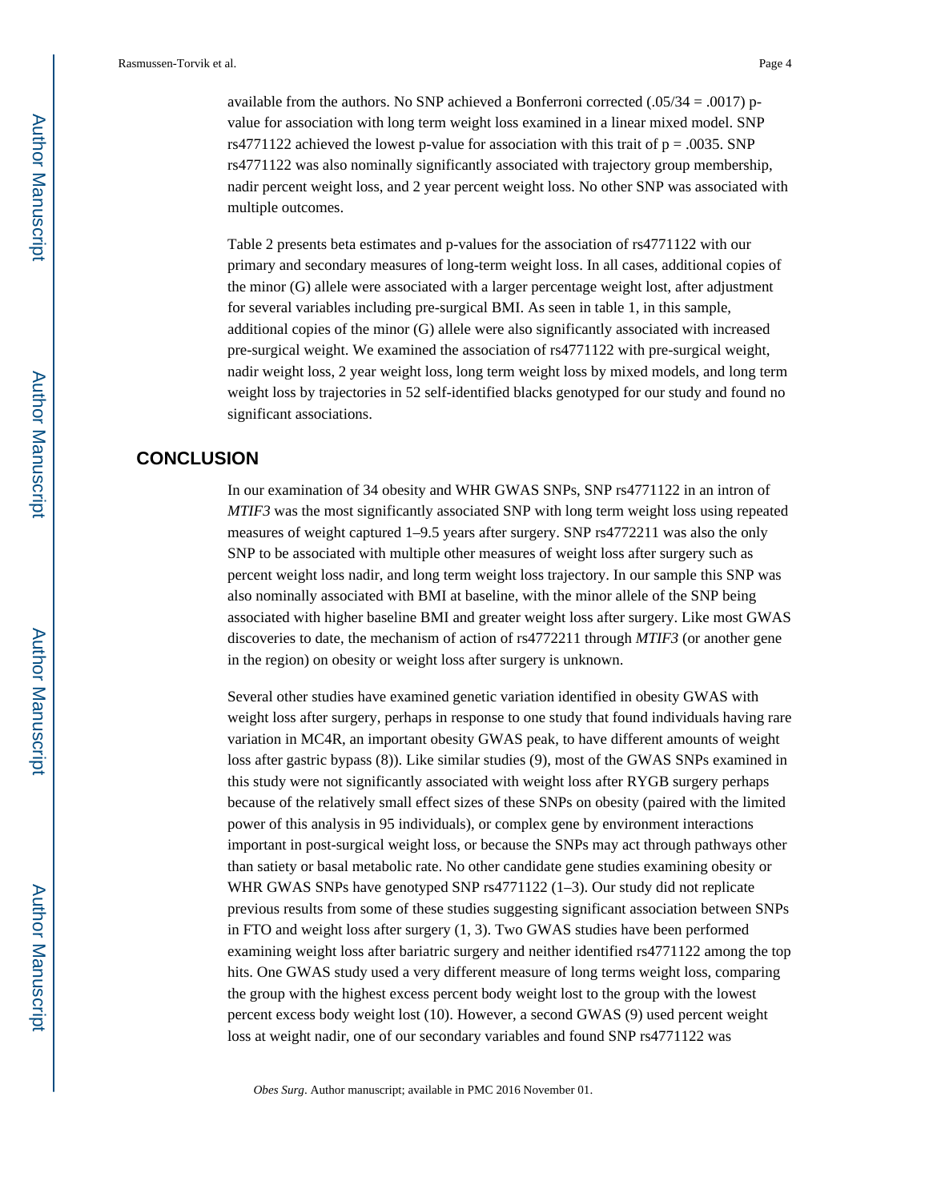available from the authors. No SNP achieved a Bonferroni corrected (.05/34 = .0017) p-value for association with long term weight loss examined in a linear mixed model. SNP rs4771122 achieved the lowest p-value for association with this trait of p = .0035. SNP rs4771122 was also nominally significantly associated with trajectory group membership, nadir percent weight loss, and 2 year percent weight loss. No other SNP was associated with multiple outcomes.

Table 2 presents beta estimates and p-values for the association of rs4771122 with our primary and secondary measures of long-term weight loss. In all cases, additional copies of the minor (G) allele were associated with a larger percentage weight lost, after adjustment for several variables including pre-surgical BMI. As seen in table 1, in this sample, additional copies of the minor (G) allele were also significantly associated with increased pre-surgical weight. We examined the association of rs4771122 with pre-surgical weight, nadir weight loss, 2 year weight loss, long term weight loss by mixed models, and long term weight loss by trajectories in 52 self-identified blacks genotyped for our study and found no significant associations.

## CONCLUSION

In our examination of 34 obesity and WHR GWAS SNPs, SNP rs4771122 in an intron of *MTIF3* was the most significantly associated SNP with long term weight loss using repeated measures of weight captured 1–9.5 years after surgery. SNP rs4772211 was also the only SNP to be associated with multiple other measures of weight loss after surgery such as percent weight loss nadir, and long term weight loss trajectory. In our sample this SNP was also nominally associated with BMI at baseline, with the minor allele of the SNP being associated with higher baseline BMI and greater weight loss after surgery. Like most GWAS discoveries to date, the mechanism of action of rs4772211 through *MTIF3* (or another gene in the region) on obesity or weight loss after surgery is unknown.

Several other studies have examined genetic variation identified in obesity GWAS with weight loss after surgery, perhaps in response to one study that found individuals having rare variation in MC4R, an important obesity GWAS peak, to have different amounts of weight loss after gastric bypass (8)). Like similar studies (9), most of the GWAS SNPs examined in this study were not significantly associated with weight loss after RYGB surgery perhaps because of the relatively small effect sizes of these SNPs on obesity (paired with the limited power of this analysis in 95 individuals), or complex gene by environment interactions important in post-surgical weight loss, or because the SNPs may act through pathways other than satiety or basal metabolic rate. No other candidate gene studies examining obesity or WHR GWAS SNPs have genotyped SNP rs4771122 (1–3). Our study did not replicate previous results from some of these studies suggesting significant association between SNPs in FTO and weight loss after surgery (1, 3). Two GWAS studies have been performed examining weight loss after bariatric surgery and neither identified rs4771122 among the top hits. One GWAS study used a very different measure of long terms weight loss, comparing the group with the highest excess percent body weight lost to the group with the lowest percent excess body weight lost (10). However, a second GWAS (9) used percent weight loss at weight nadir, one of our secondary variables and found SNP rs4771122 was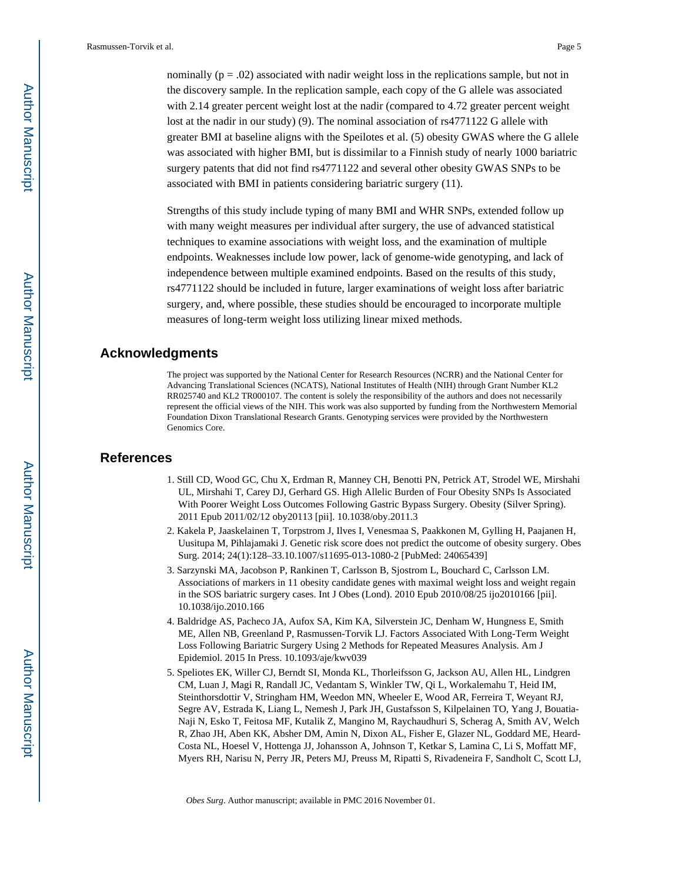nominally ($p = .02$) associated with nadir weight loss in the replications sample, but not in the discovery sample. In the replication sample, each copy of the G allele was associated with 2.14 greater percent weight lost at the nadir (compared to 4.72 greater percent weight lost at the nadir in our study) (9). The nominal association of rs4771122 G allele with greater BMI at baseline aligns with the Speilotes et al. (5) obesity GWAS where the G allele was associated with higher BMI, but is dissimilar to a Finnish study of nearly 1000 bariatric surgery patents that did not find rs4771122 and several other obesity GWAS SNPs to be associated with BMI in patients considering bariatric surgery (11).

Strengths of this study include typing of many BMI and WHR SNPs, extended follow up with many weight measures per individual after surgery, the use of advanced statistical techniques to examine associations with weight loss, and the examination of multiple endpoints. Weaknesses include low power, lack of genome-wide genotyping, and lack of independence between multiple examined endpoints. Based on the results of this study, rs4771122 should be included in future, larger examinations of weight loss after bariatric surgery, and, where possible, these studies should be encouraged to incorporate multiple measures of long-term weight loss utilizing linear mixed methods.

## Acknowledgments

The project was supported by the National Center for Research Resources (NCRR) and the National Center for Advancing Translational Sciences (NCATS), National Institutes of Health (NIH) through Grant Number KL2 RR025740 and KL2 TR000107. The content is solely the responsibility of the authors and does not necessarily represent the official views of the NIH. This work was also supported by funding from the Northwestern Memorial Foundation Dixon Translational Research Grants. Genotyping services were provided by the Northwestern Genomics Core.

## References

1. Still CD, Wood GC, Chu X, Erdman R, Manney CH, Benotti PN, Petrick AT, Strodel WE, Mirshahi UL, Mirshahi T, Carey DJ, Gerhard GS. High Allelic Burden of Four Obesity SNPs Is Associated With Poorer Weight Loss Outcomes Following Gastric Bypass Surgery. Obesity (Silver Spring). 2011 Epub 2011/02/12 oby20113 [pii]. 10.1038/oby.2011.3
2. Kakela P, Jaaskelainen T, Torpstrom J, Ilves I, Venesmaa S, Paakkonen M, Gylling H, Paajanen H, Uusitupa M, Pihlajamaki J. Genetic risk score does not predict the outcome of obesity surgery. Obes Surg. 2014; 24(1):128–33.10.1007/s11695-013-1080-2 [PubMed: 24065439]
3. Sarzynski MA, Jacobson P, Rankinen T, Carlsson B, Sjostrom L, Bouchard C, Carlsson LM. Associations of markers in 11 obesity candidate genes with maximal weight loss and weight regain in the SOS bariatric surgery cases. Int J Obes (Lond). 2010 Epub 2010/08/25 ijo2010166 [pii]. 10.1038/ijo.2010.166
4. Baldridge AS, Pacheco JA, Aufox SA, Kim KA, Silverstein JC, Denham W, Hungness E, Smith ME, Allen NB, Greenland P, Rasmussen-Torvik LJ. Factors Associated With Long-Term Weight Loss Following Bariatric Surgery Using 2 Methods for Repeated Measures Analysis. Am J Epidemiol. 2015 In Press. 10.1093/aje/kwv039
5. Speliotes EK, Willer CJ, Berndt SI, Monda KL, Thorleifsson G, Jackson AU, Allen HL, Lindgren CM, Luan J, Magi R, Randall JC, Vedantam S, Winkler TW, Qi L, Workalemahu T, Heid IM, Steinthorsdottir V, Stringham HM, Weedon MN, Wheeler E, Wood AR, Ferreira T, Weyant RJ, Segre AV, Estrada K, Liang L, Nemesh J, Park JH, Gustafsson S, Kilpelainen TO, Yang J, Bouatia-Naji N, Esko T, Feitosa MF, Kutalik Z, Mangino M, Raychaudhuri S, Scherag A, Smith AV, Welch R, Zhao JH, Aben KK, Absher DM, Amin N, Dixon AL, Fisher E, Glazer NL, Goddard ME, Heard-Costa NL, Hoesel V, Hottenga JJ, Johansson A, Johnson T, Ketkar S, Lamina C, Li S, Moffatt MF, Myers RH, Narisu N, Perry JR, Peters MJ, Preuss M, Ripatti S, Rivadeneira F, Sandholt C, Scott LJ,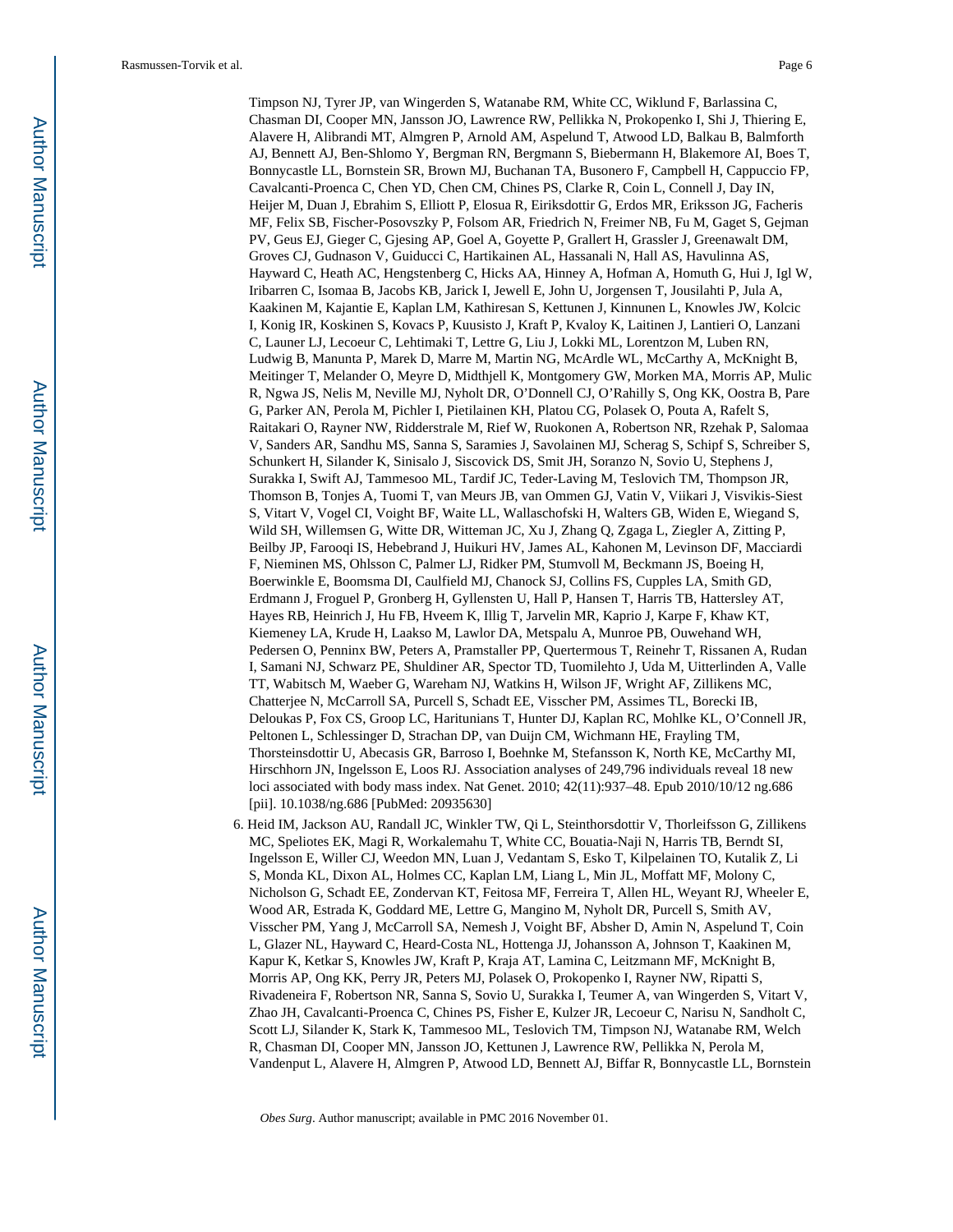Timpson NJ, Tyrer JP, van Wingerden S, Watanabe RM, White CC, Wiklund F, Barlassina C, Chasman DI, Cooper MN, Jansson JO, Lawrence RW, Pellikka N, Prokopenko I, Shi J, Thiering E, Alavere H, Alibrandi MT, Almgren P, Arnold AM, Aspelund T, Atwood LD, Balkau B, Balmforth AJ, Bennett AJ, Ben-Shlomo Y, Bergman RN, Bergmann S, Biebermann H, Blakemore AI, Boes T, Bonnycastle LL, Bornstein SR, Brown MJ, Buchanan TA, Busonero F, Campbell H, Cappuccio FP, Cavalcanti-Proenca C, Chen YD, Chen CM, Chines PS, Clarke R, Coin L, Connell J, Day IN, Heijer M, Duan J, Ebrahim S, Elliott P, Elosua R, Eiriksdottir G, Erdos MR, Eriksson JG, Facheris MF, Felix SB, Fischer-Posovszky P, Folsom AR, Friedrich N, Freimer NB, Fu M, Gaget S, Gejman PV, Geus EJ, Gieger C, Gjesing AP, Goel A, Goyette P, Grallert H, Grassler J, Greenawalt DM, Groves CJ, Gudnason V, Guiducci C, Hartikainen AL, Hassanali N, Hall AS, Havulinna AS, Hayward C, Heath AC, Hengstenberg C, Hicks AA, Hinney A, Hofman A, Homuth G, Hui J, Igl W, Iribarren C, Isomaa B, Jacobs KB, Jarick I, Jewell E, John U, Jorgensen T, Jousilahti P, Jula A, Kaakinen M, Kajantie E, Kaplan LM, Kathiresan S, Kettunen J, Kinnunen L, Knowles JW, Kolcic I, Konig IR, Koskinen S, Kovacs P, Kuusisto J, Kraft P, Kvaloy K, Laitinen J, Lantieri O, Lanzani C, Launer LJ, Lecoeur C, Lehtimaki T, Lettre G, Liu J, Lokki ML, Lorentzon M, Luben RN, Ludwig B, Manunta P, Marek D, Marre M, Martin NG, McArdle WL, McCarthy A, McKnight B, Meitinger T, Melander O, Meyre D, Midthjell K, Montgomery GW, Morken MA, Morris AP, Mulic R, Ngwa JS, Nelis M, Neville MJ, Nyholt DR, O'Donnell CJ, O'Rahilly S, Ong KK, Oostra B, Pare G, Parker AN, Perola M, Pichler I, Pietilainen KH, Platou CG, Polasek O, Pouta A, Rafelt S, Raitakari O, Rayner NW, Ridderstrale M, Rief W, Ruokonen A, Robertson NR, Rzehak P, Salomaa V, Sanders AR, Sandhu MS, Sanna S, Saramies J, Savolainen MJ, Scherag S, Schipf S, Schreiber S, Schunkert H, Silander K, Sinisalo J, Siscovick DS, Smit JH, Soranzo N, Sovio U, Stephens J, Surakka I, Swift AJ, Tammesoo ML, Tardif JC, Teder-Laving M, Teslovich TM, Thompson JR, Thomson B, Tonjes A, Tuomi T, van Meurs JB, van Ommen GJ, Vatin V, Viikari J, Visvikis-Siest S, Vitart V, Vogel CI, Voight BF, Waite LL, Wallaschofski H, Walters GB, Widen E, Wiegand S, Wild SH, Willemsen G, Witte DR, Witteman JC, Xu J, Zhang Q, Zgaga L, Ziegler A, Zitting P, Beilby JP, Farooqi IS, Hebebrand J, Huikuri HV, James AL, Kahonen M, Levinson DF, Macciardi F, Nieminen MS, Ohlsson C, Palmer LJ, Ridker PM, Stumvoll M, Beckmann JS, Boeing H, Boerwinkle E, Boomsma DI, Caulfield MJ, Chanock SJ, Collins FS, Cupples LA, Smith GD, Erdmann J, Froguel P, Gronberg H, Gyllensten U, Hall P, Hansen T, Harris TB, Hattersley AT, Hayes RB, Heinrich J, Hu FB, Hveem K, Illig T, Jarvelin MR, Kaprio J, Karpe F, Khaw KT, Kiemeney LA, Krude H, Laakso M, Lawlor DA, Metspalu A, Munroe PB, Ouwehand WH, Pedersen O, Penninx BW, Peters A, Pramstaller PP, Quertermous T, Reinehr T, Rissanen A, Rudan I, Samani NJ, Schwarz PE, Shuldiner AR, Spector TD, Tuomilehto J, Uda M, Uitterlinden A, Valle TT, Wabitsch M, Waeber G, Wareham NJ, Watkins H, Wilson JF, Wright AF, Zillikens MC, Chatterjee N, McCarroll SA, Purcell S, Schadt EE, Visscher PM, Assimes TL, Borecki IB, Deloukas P, Fox CS, Groop LC, Haritunians T, Hunter DJ, Kaplan RC, Mohlke KL, O'Connell JR, Peltonen L, Schlessinger D, Strachan DP, van Duijn CM, Wichmann HE, Frayling TM, Thorsteinsdottir U, Abecasis GR, Barroso I, Boehnke M, Stefansson K, North KE, McCarthy MI, Hirschhorn JN, Ingelsson E, Loos RJ. Association analyses of 249,796 individuals reveal 18 new loci associated with body mass index. Nat Genet. 2010; 42(11):937–48. Epub 2010/10/12 ng.686 [pii]. 10.1038/ng.686 [PubMed: 20935630]

6. Heid IM, Jackson AU, Randall JC, Winkler TW, Qi L, Steinthorsdottir V, Thorleifsson G, Zillikens MC, Speliotes EK, Magi R, Workalemahu T, White CC, Bouatia-Naji N, Harris TB, Berndt SI, Ingelsson E, Willer CJ, Weedon MN, Luan J, Vedantam S, Esko T, Kilpelainen TO, Kutalik Z, Li S, Monda KL, Dixon AL, Holmes CC, Kaplan LM, Liang L, Min JL, Moffatt MF, Molony C, Nicholson G, Schadt EE, Zondervan KT, Feitosa MF, Ferreira T, Allen HL, Weyant RJ, Wheeler E, Wood AR, Estrada K, Goddard ME, Lettre G, Mangino M, Nyholt DR, Purcell S, Smith AV, Visscher PM, Yang J, McCarroll SA, Nemesh J, Voight BF, Absher D, Amin N, Aspelund T, Coin L, Glazer NL, Hayward C, Heard-Costa NL, Hottenga JJ, Johansson A, Johnson T, Kaakinen M, Kapur K, Ketkar S, Knowles JW, Kraft P, Kraja AT, Lamina C, Leitzmann MF, McKnight B, Morris AP, Ong KK, Perry JR, Peters MJ, Polasek O, Prokopenko I, Rayner NW, Ripatti S, Rivadeneira F, Robertson NR, Sanna S, Sovio U, Surakka I, Teumer A, van Wingerden S, Vitart V, Zhao JH, Cavalcanti-Proenca C, Chines PS, Fisher E, Kulzer JR, Lecoeur C, Narisu N, Sandholt C, Scott LJ, Silander K, Stark K, Tammesoo ML, Teslovich TM, Timpson NJ, Watanabe RM, Welch R, Chasman DI, Cooper MN, Jansson JO, Kettunen J, Lawrence RW, Pellikka N, Perola M, Vandenput L, Alavere H, Almgren P, Atwood LD, Bennett AJ, Biffar R, Bonnycastle LL, Bornstein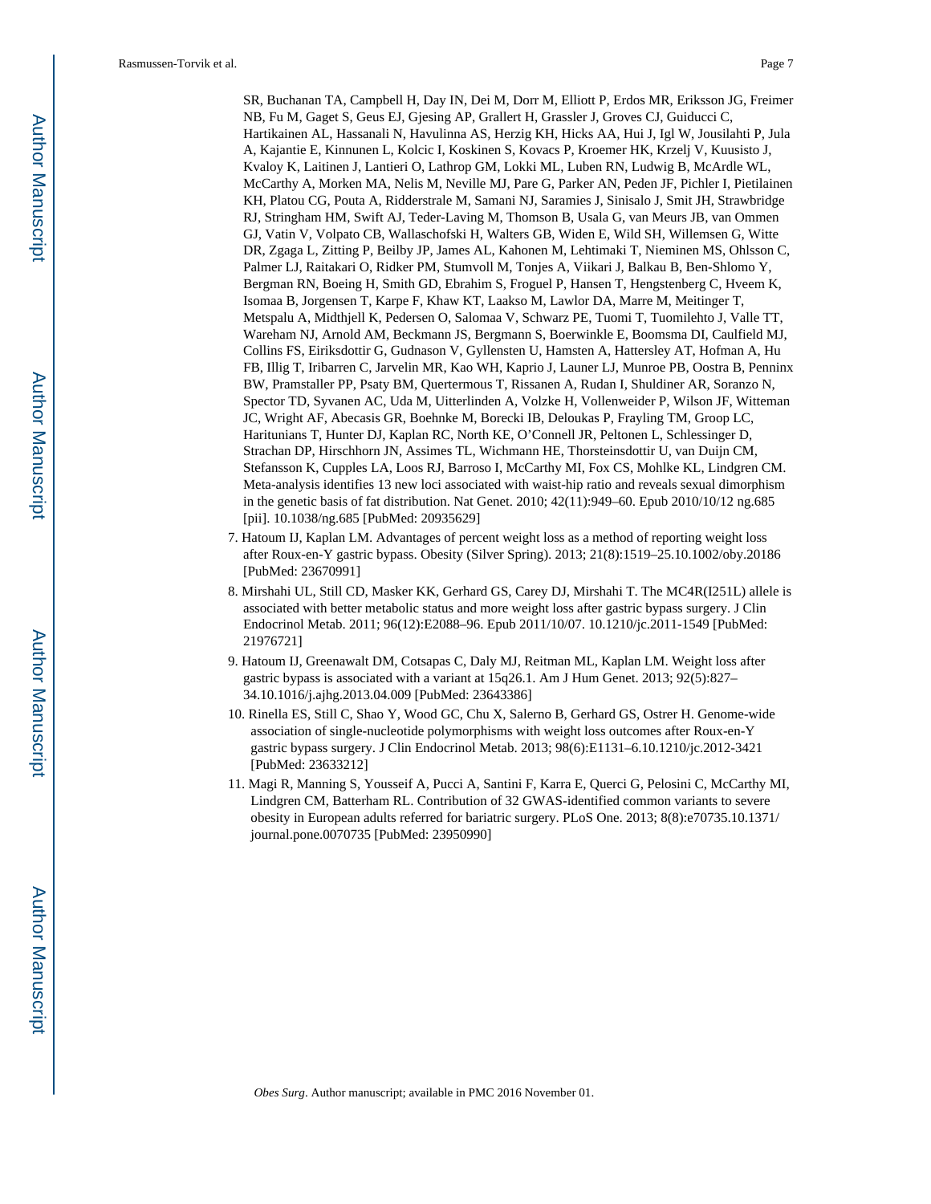SR, Buchanan TA, Campbell H, Day IN, Dei M, Dorr M, Elliott P, Erdos MR, Eriksson JG, Freimer NB, Fu M, Gaget S, Geus EJ, Gjesing AP, Grallert H, Grassler J, Groves CJ, Guiducci C, Hartikainen AL, Hassanali N, Havulinna AS, Herzig KH, Hicks AA, Hui J, Igl W, Jousilahti P, Jula A, Kajantie E, Kinnunen L, Kolcic I, Koskinen S, Kovacs P, Kroemer HK, Krzelj V, Kuusisto J, Kvaloy K, Laitinen J, Lantieri O, Lathrop GM, Lokki ML, Luben RN, Ludwig B, McArdle WL, McCarthy A, Morken MA, Nelis M, Neville MJ, Pare G, Parker AN, Peden JF, Pichler I, Pietilainen KH, Platou CG, Pouta A, Ridderstrale M, Samani NJ, Saramies J, Sinisalo J, Smit JH, Strawbridge RJ, Stringham HM, Swift AJ, Teder-Laving M, Thomson B, Usala G, van Meurs JB, van Ommen GJ, Vatin V, Volpato CB, Wallaschofski H, Walters GB, Widen E, Wild SH, Willemsen G, Witte DR, Zgaga L, Zitting P, Beilby JP, James AL, Kahonen M, Lehtimaki T, Nieminen MS, Ohlsson C, Palmer LJ, Raitakari O, Ridker PM, Stumvoll M, Tonjes A, Viikari J, Balkau B, Ben-Shlomo Y, Bergman RN, Boeing H, Smith GD, Ebrahim S, Froguel P, Hansen T, Hengstenberg C, Hveem K, Isomaa B, Jorgensen T, Karpe F, Khaw KT, Laakso M, Lawlor DA, Marre M, Meitinger T, Metspalu A, Midthjell K, Pedersen O, Salomaa V, Schwarz PE, Tuomi T, Tuomilehto J, Valle TT, Wareham NJ, Arnold AM, Beckmann JS, Bergmann S, Boerwinkle E, Boomsma DI, Caulfield MJ, Collins FS, Eiriksdottir G, Gudnason V, Gyllensten U, Hamsten A, Hattersley AT, Hofman A, Hu FB, Illig T, Iribarren C, Jarvelin MR, Kao WH, Kaprio J, Launer LJ, Munroe PB, Oostra B, Penninx BW, Pramstaller PP, Psaty BM, Quertermous T, Rissanen A, Rudan I, Shuldiner AR, Soranzo N, Spector TD, Syvanen AC, Uda M, Uitterlinden A, Volzke H, Vollenweider P, Wilson JF, Witteman JC, Wright AF, Abecasis GR, Boehnke M, Borecki IB, Deloukas P, Frayling TM, Groop LC, Haritunians T, Hunter DJ, Kaplan RC, North KE, O'Connell JR, Peltonen L, Schlessinger D, Strachan DP, Hirschhorn JN, Assimes TL, Wichmann HE, Thorsteinsdottir U, van Duijn CM, Stefansson K, Cupples LA, Loos RJ, Barroso I, McCarthy MI, Fox CS, Mohlke KL, Lindgren CM. Meta-analysis identifies 13 new loci associated with waist-hip ratio and reveals sexual dimorphism in the genetic basis of fat distribution. Nat Genet. 2010; 42(11):949–60. Epub 2010/10/12 ng.685 [pii]. 10.1038/ng.685 [PubMed: 20935629]

7. Hatoum IJ, Kaplan LM. Advantages of percent weight loss as a method of reporting weight loss after Roux-en-Y gastric bypass. Obesity (Silver Spring). 2013; 21(8):1519–25.10.1002/oby.20186 [PubMed: 23670991]
8. Mirshahi UL, Still CD, Masker KK, Gerhard GS, Carey DJ, Mirshahi T. The MC4R(I251L) allele is associated with better metabolic status and more weight loss after gastric bypass surgery. J Clin Endocrinol Metab. 2011; 96(12):E2088–96. Epub 2011/10/07. 10.1210/jc.2011-1549 [PubMed: 21976721]
9. Hatoum IJ, Greenawalt DM, Cotsapas C, Daly MJ, Reitman ML, Kaplan LM. Weight loss after gastric bypass is associated with a variant at 15q26.1. Am J Hum Genet. 2013; 92(5):827–34.10.1016/j.ajhg.2013.04.009 [PubMed: 23643386]
10. Rinella ES, Still C, Shao Y, Wood GC, Chu X, Salerno B, Gerhard GS, Ostrer H. Genome-wide association of single-nucleotide polymorphisms with weight loss outcomes after Roux-en-Y gastric bypass surgery. J Clin Endocrinol Metab. 2013; 98(6):E1131–6.10.1210/jc.2012-3421 [PubMed: 23633212]
11. Magi R, Manning S, Yousseif A, Pucci A, Santini F, Karra E, Querci G, Pelosini C, McCarthy MI, Lindgren CM, Batterham RL. Contribution of 32 GWAS-identified common variants to severe obesity in European adults referred for bariatric surgery. PLoS One. 2013; 8(8):e70735.10.1371/journal.pone.0070735 [PubMed: 23950990]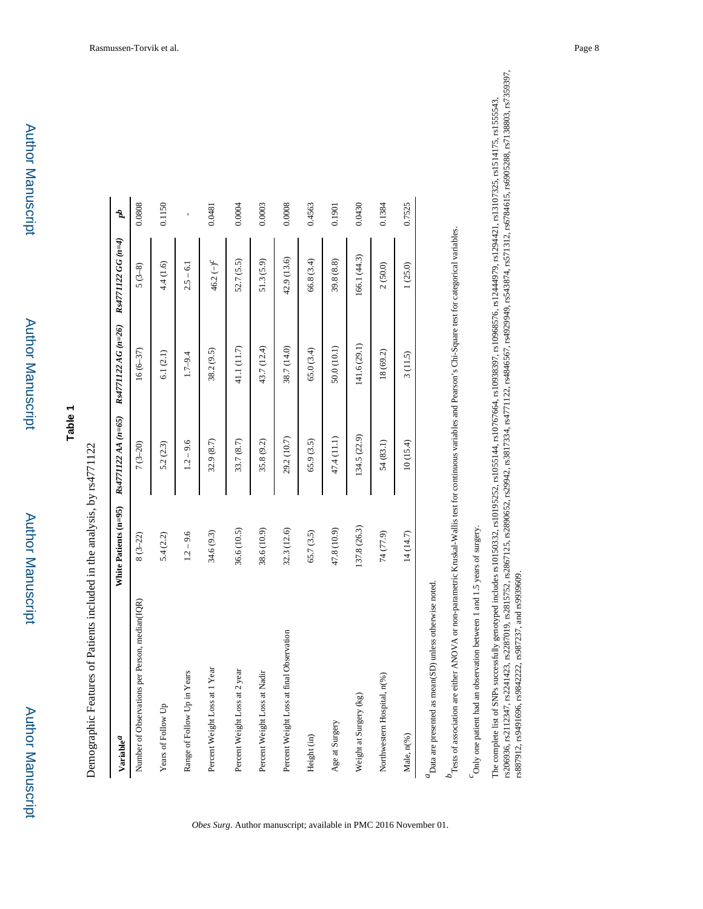## Table 1

Demographic Features of Patients included in the analysis, by rs4771122

| Variable[a] | White Patients (n=95) | Rs4771122 AA (n=65) | Rs4771122 AG (n=26) | Rs4771122 GG (n=4) | p[b] |
|---|---|---|---|---|---|
| Number of Observations per Person, median(IQR) | 8 (3–22) | 7 (3–20) | 16 (6–37) | 5 (3–8) | 0.0808 |
| Years of Follow Up | 5.4 (2.2) | 5.2 (2.3) | 6.1 (2.1) | 4.4 (1.6) | 0.1150 |
| Range of Follow Up in Years | 1.2 – 9.6 | 1.2 – 9.6 | 1.7–9.4 | 2.5 – 6.1 | - |
| Percent Weight Loss at 1 Year | 34.6 (9.3) | 32.9 (8.7) | 38.2 (9.5) | 46.2 (–)[c] | 0.0481 |
| Percent Weight Loss at 2 year | 36.6 (10.5) | 33.7 (8.7) | 41.1 (11.7) | 52.7 (5.5) | 0.0004 |
| Percent Weight Loss at Nadir | 38.6 (10.9) | 35.8 (9.2) | 43.7 (12.4) | 51.3 (5.9) | 0.0003 |
| Percent Weight Loss at final Observation | 32.3 (12.6) | 29.2 (10.7) | 38.7 (14.0) | 42.9 (13.6) | 0.0008 |
| Height (in) | 65.7 (3.5) | 65.9 (3.5) | 65.0 (3.4) | 66.8 (3.4) | 0.4563 |
| Age at Surgery | 47.8 (10.9) | 47.4 (11.1) | 50.0 (10.1) | 39.8 (8.8) | 0.1901 |
| Weight at Surgery (kg) | 137.8 (26.3) | 134.5 (22.9) | 141.6 (29.1) | 166.1 (44.3) | 0.0430 |
| Northwestern Hospital, n(%) | 74 (77.9) | 54 (83.1) | 18 (69.2) | 2 (50.0) | 0.1384 |
| Male, n(%) | 14 (14.7) | 10 (15.4) | 3 (11.5) | 1 (25.0) | 0.7525 |

[a]Data are presented as mean(SD) unless otherwise noted.

[b]Tests of association are either ANOVA or non-parametric Kruskal-Wallis test for continuous variables and Pearson's Chi-Square test for categorical variables.

[c]Only one patient had an observation between 1 and 1.5 years of surgery.

The complete list of SNPs successfully genotyped includes rs10150332, rs10195252, rs1055144, rs10767664, rs10938397, rs10968576, rs12444979, rs1294421, rs13107325, rs1514175, rs1555543, rs206936, rs2112347, rs2241423, rs2287019, rs2815752, rs2867125, rs2890652, rs29942, rs3817334, rs4771122, rs4846567, rs4929949, rs543874, rs571312, rs6784615, rs6905288, rs7138803, rs7359397, rs887912, rs9491696, rs9842222, rs987237, and rs9939609.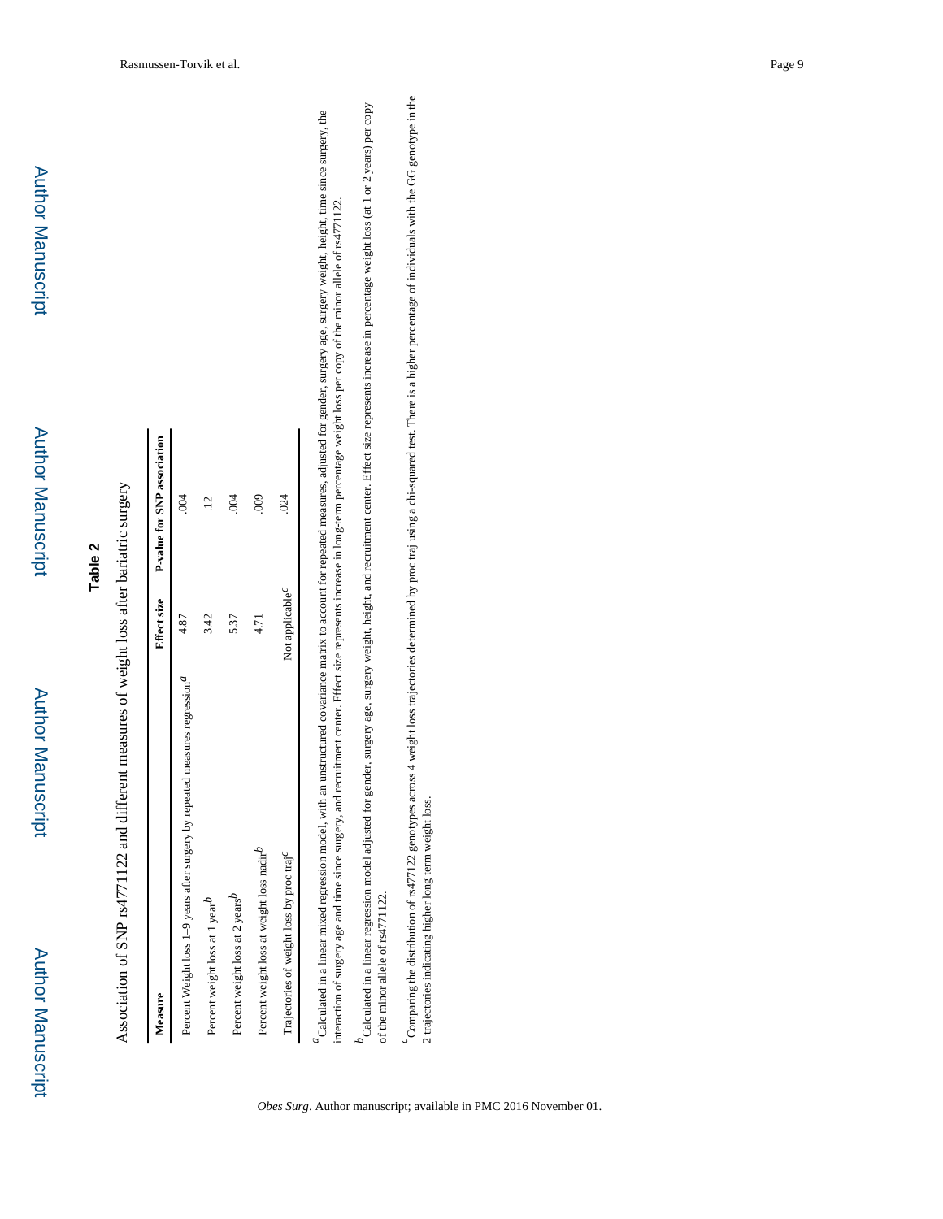**Table 2**

Association of SNP rs4771122 and different measures of weight loss after bariatric surgery

| Measure | Effect size | P-value for SNP association |
| --- | --- | --- |
| Percent Weight loss 1–9 years after surgery by repeated measures regression[a] | 4.87 | .004 |
| Percent weight loss at 1 year[b] | 3.42 | .12 |
| Percent weight loss at 2 years[b] | 5.37 | .004 |
| Percent weight loss at weight loss nadir[b] | 4.71 | .009 |
| Trajectories of weight loss by proc traj[c] | Not applicable[c] | .024 |

[a]Calculated in a linear mixed regression model, with an unstructured covariance matrix to account for repeated measures, adjusted for gender, surgery age, surgery weight, height, time since surgery, the interaction of surgery age and time since surgery, and recruitment center. Effect size represents increase in long-term percentage weight loss per copy of the minor allele of rs4771122.

[b]Calculated in a linear regression model adjusted for gender, surgery age, surgery weight, height, and recruitment center. Effect size represents increase in percentage weight loss (at 1 or 2 years) per copy of the minor allele of rs4771122.

[c]Comparing the distribution of rs477122 genotypes across 4 weight loss trajectories determined by proc traj using a chi-squared test. There is a higher percentage of individuals with the GG genotype in the 2 trajectories indicating higher long term weight loss.